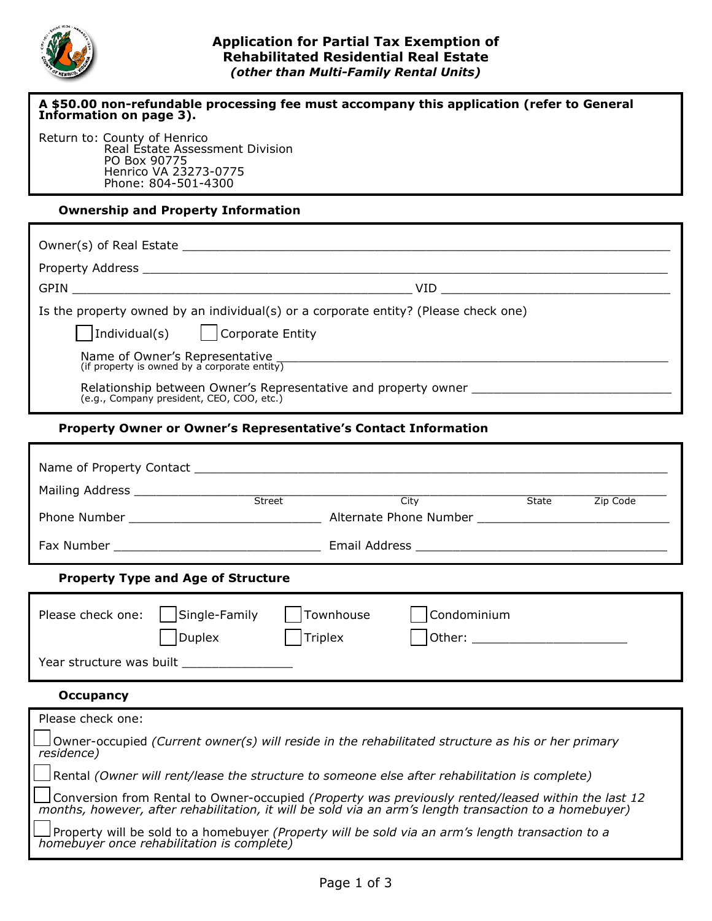# Application for Partial Tax Exemption of Rehabilitated Residential Real Estate

*(other than Multi-Family Rental Units)*

**A $50.00 non-refundable processing fee must accompany this application (refer to General Information on page 3).**

Return to: County of Henrico
Real Estate Assessment Division
PO Box 90775
Henrico VA 23273-0775
Phone: 804-501-4300

### Ownership and Property Information

Owner(s) of Real Estate ______________________________________________

Property Address ______________________________________________

GPIN ______________________________ VID ______________________________

Is the property owned by an individual(s) or a corporate entity? (Please check one)

☐ Individual(s) ☐ Corporate Entity

Name of Owner's Representative ______________________________________________
(if property is owned by a corporate entity)

Relationship between Owner's Representative and property owner ______________________
(e.g., Company president, CEO, COO, etc.)

### Property Owner or Owner's Representative's Contact Information

Name of Property Contact ______________________________________________

Mailing Address ______________________________________________
Street City State Zip Code

Phone Number ______________________ Alternate Phone Number ______________________

Fax Number ______________________ Email Address ______________________

### Property Type and Age of Structure

Please check one: ☐ Single-Family ☐ Townhouse ☐ Condominium
☐ Duplex ☐ Triplex ☐ Other: ______________________

Year structure was built ______________

### Occupancy

Please check one:

☐ Owner-occupied *(Current owner(s) will reside in the rehabilitated structure as his or her primary residence)*

☐ Rental *(Owner will rent/lease the structure to someone else after rehabilitation is complete)*

☐ Conversion from Rental to Owner-occupied *(Property was previously rented/leased within the last 12 months, however, after rehabilitation, it will be sold via an arm's length transaction to a homebuyer)*

☐ Property will be sold to a homebuyer *(Property will be sold via an arm's length transaction to a homebuyer once rehabilitation is complete)*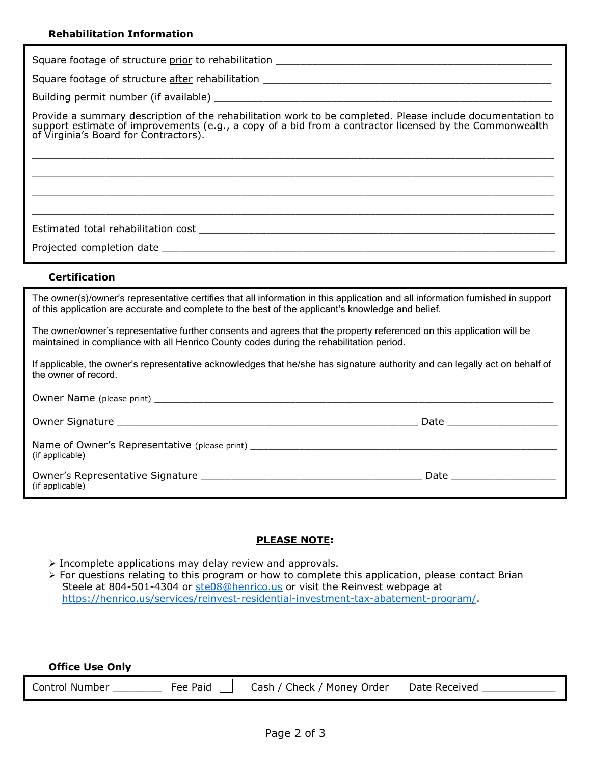### Rehabilitation Information

Square footage of structure *prior* to rehabilitation ______________________________________________

Square footage of structure *after* rehabilitation ________________________________________________

Building permit number (if available) ______________________________________________________

Provide a summary description of the rehabilitation work to be completed. Please include documentation to support estimate of improvements (e.g., a copy of a bid from a contractor licensed by the Commonwealth of Virginia's Board for Contractors).

______________________________________________________________________________

______________________________________________________________________________

______________________________________________________________________________

______________________________________________________________________________

Estimated total rehabilitation cost ______________________________________________________

Projected completion date ___________________________________________________________

### Certification

The owner(s)/owner's representative certifies that all information in this application and all information furnished in support of this application are accurate and complete to the best of the applicant's knowledge and belief.

The owner/owner's representative further consents and agrees that the property referenced on this application will be maintained in compliance with all Henrico County codes during the rehabilitation period.

If applicable, the owner's representative acknowledges that he/she has signature authority and can legally act on behalf of the owner of record.

Owner Name (please print) _____________________________________________________________

Owner Signature ______________________________________________ Date __________________

Name of Owner's Representative (please print) ________________________________________________
(if applicable)

Owner's Representative Signature __________________________________ Date _________________
(if applicable)

**PLEASE NOTE:**

- Incomplete applications may delay review and approvals.
- For questions relating to this program or how to complete this application, please contact Brian Steele at 804-501-4304 or ste08@henrico.us or visit the Reinvest webpage at https://henrico.us/services/reinvest-residential-investment-tax-abatement-program/.

### Office Use Only

Control Number ________ Fee Paid ☐ Cash / Check / Money Order Date Received ____________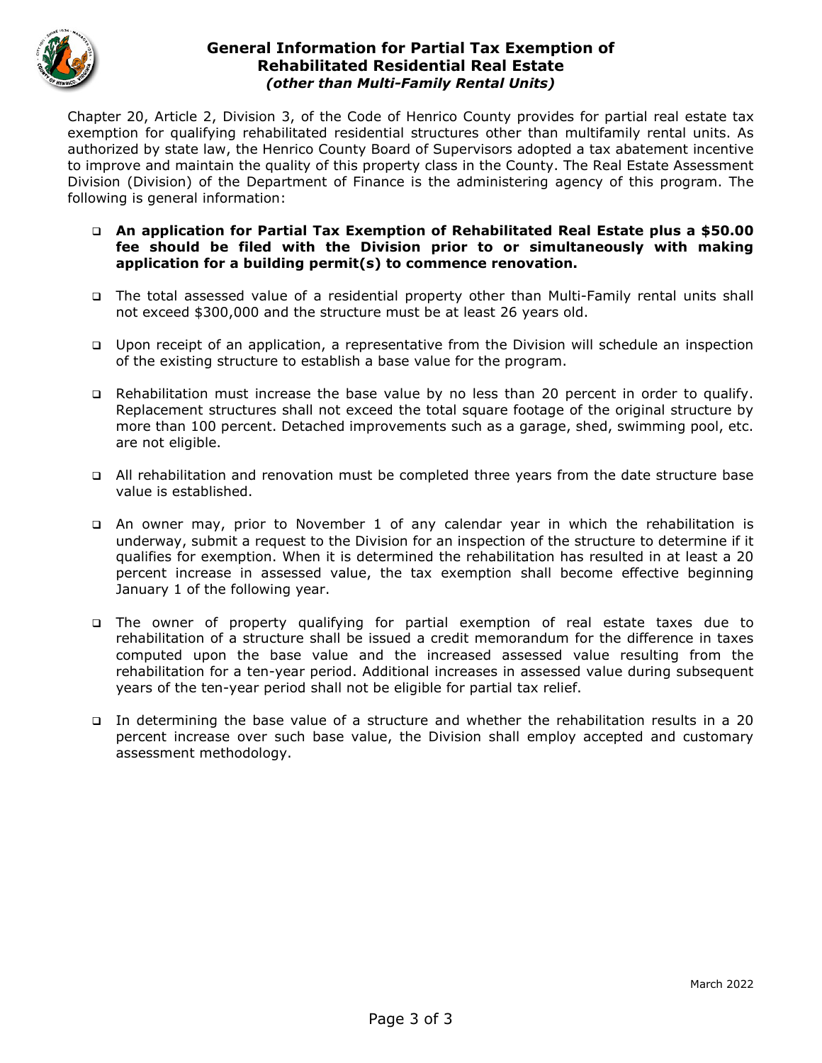# General Information for Partial Tax Exemption of Rehabilitated Residential Real Estate
## *(other than Multi-Family Rental Units)*

Chapter 20, Article 2, Division 3, of the Code of Henrico County provides for partial real estate tax exemption for qualifying rehabilitated residential structures other than multifamily rental units. As authorized by state law, the Henrico County Board of Supervisors adopted a tax abatement incentive to improve and maintain the quality of this property class in the County. The Real Estate Assessment Division (Division) of the Department of Finance is the administering agency of this program. The following is general information:

- **An application for Partial Tax Exemption of Rehabilitated Real Estate plus a $50.00 fee should be filed with the Division prior to or simultaneously with making application for a building permit(s) to commence renovation.**
- The total assessed value of a residential property other than Multi-Family rental units shall not exceed $300,000 and the structure must be at least 26 years old.
- Upon receipt of an application, a representative from the Division will schedule an inspection of the existing structure to establish a base value for the program.
- Rehabilitation must increase the base value by no less than 20 percent in order to qualify. Replacement structures shall not exceed the total square footage of the original structure by more than 100 percent. Detached improvements such as a garage, shed, swimming pool, etc. are not eligible.
- All rehabilitation and renovation must be completed three years from the date structure base value is established.
- An owner may, prior to November 1 of any calendar year in which the rehabilitation is underway, submit a request to the Division for an inspection of the structure to determine if it qualifies for exemption. When it is determined the rehabilitation has resulted in at least a 20 percent increase in assessed value, the tax exemption shall become effective beginning January 1 of the following year.
- The owner of property qualifying for partial exemption of real estate taxes due to rehabilitation of a structure shall be issued a credit memorandum for the difference in taxes computed upon the base value and the increased assessed value resulting from the rehabilitation for a ten-year period. Additional increases in assessed value during subsequent years of the ten-year period shall not be eligible for partial tax relief.
- In determining the base value of a structure and whether the rehabilitation results in a 20 percent increase over such base value, the Division shall employ accepted and customary assessment methodology.

March 2022